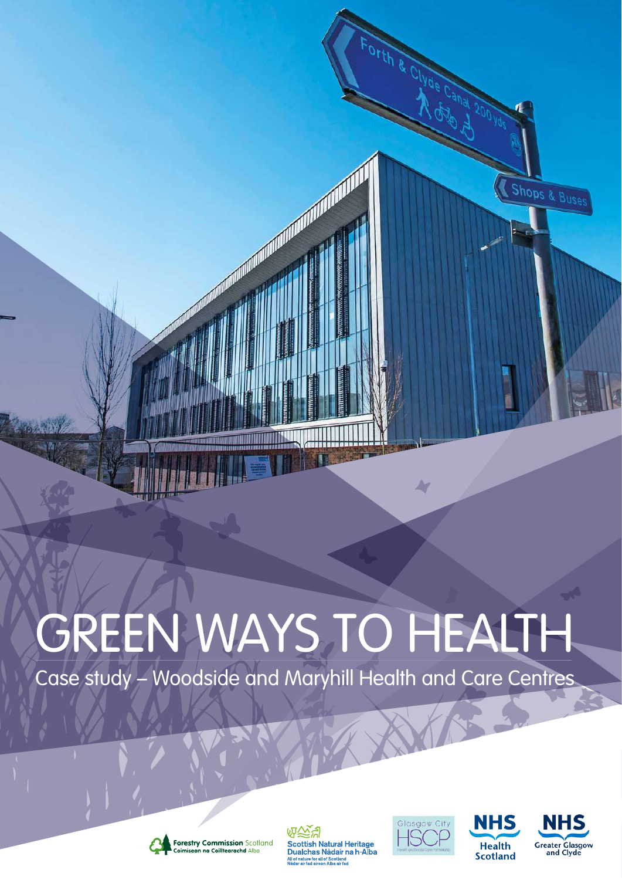# GREEN WAYS TO HEALTH

## Case study – Woodside and Maryhill Health and Care Centres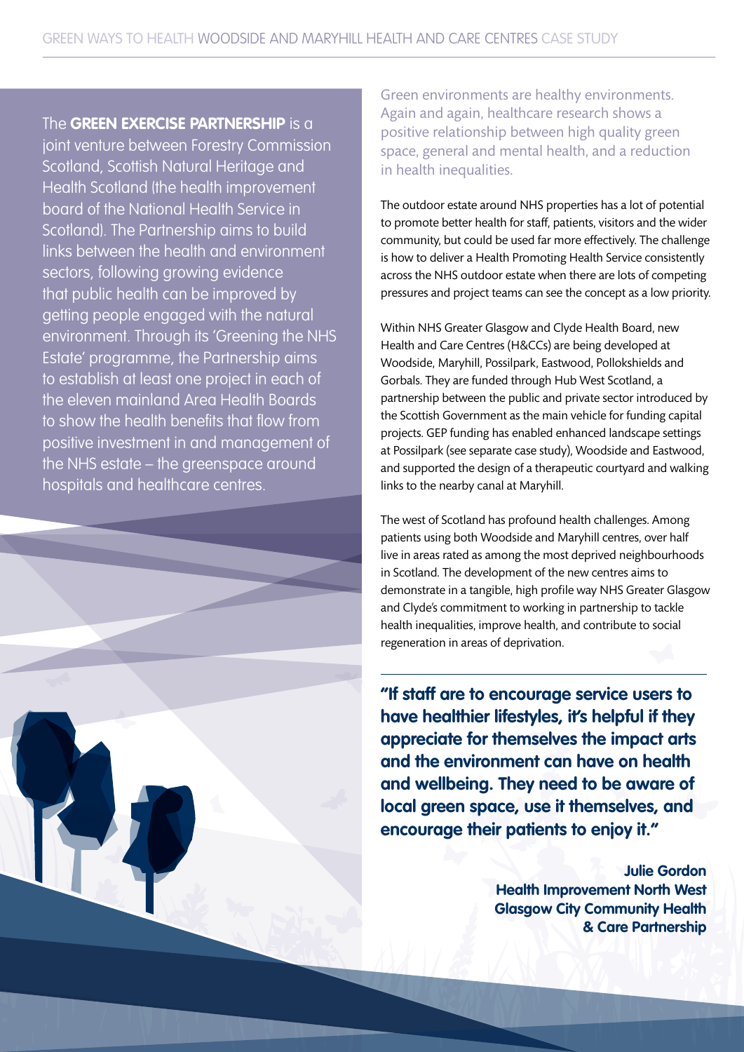The **GREEN EXERCISE PARTNERSHIP** is a joint venture between Forestry Commission Scotland, Scottish Natural Heritage and Health Scotland (the health improvement board of the National Health Service in Scotland). The Partnership aims to build links between the health and environment sectors, following growing evidence that public health can be improved by getting people engaged with the natural environment. Through its 'Greening the NHS Estate' programme, the Partnership aims to establish at least one project in each of the eleven mainland Area Health Boards to show the health benefits that flow from positive investment in and management of the NHS estate – the greenspace around hospitals and healthcare centres.

Green environments are healthy environments. Again and again, healthcare research shows a positive relationship between high quality green space, general and mental health, and a reduction in health inequalities.

The outdoor estate around NHS properties has a lot of potential to promote better health for staff, patients, visitors and the wider community, but could be used far more effectively. The challenge is how to deliver a Health Promoting Health Service consistently across the NHS outdoor estate when there are lots of competing pressures and project teams can see the concept as a low priority.

Within NHS Greater Glasgow and Clyde Health Board, new Health and Care Centres (H&CCs) are being developed at Woodside, Maryhill, Possilpark, Eastwood, Pollokshields and Gorbals. They are funded through Hub West Scotland, a partnership between the public and private sector introduced by the Scottish Government as the main vehicle for funding capital projects. GEP funding has enabled enhanced landscape settings at Possilpark (see separate case study), Woodside and Eastwood, and supported the design of a therapeutic courtyard and walking links to the nearby canal at Maryhill.

The west of Scotland has profound health challenges. Among patients using both Woodside and Maryhill centres, over half live in areas rated as among the most deprived neighbourhoods in Scotland. The development of the new centres aims to demonstrate in a tangible, high profile way NHS Greater Glasgow and Clyde's commitment to working in partnership to tackle health inequalities, improve health, and contribute to social regeneration in areas of deprivation.

---

**"If staff are to encourage service users to have healthier lifestyles, it's helpful if they appreciate for themselves the impact arts and the environment can have on health and wellbeing. They need to be aware of local green space, use it themselves, and encourage their patients to enjoy it."**

**Julie Gordon**
**Health Improvement North West Glasgow City Community Health & Care Partnership**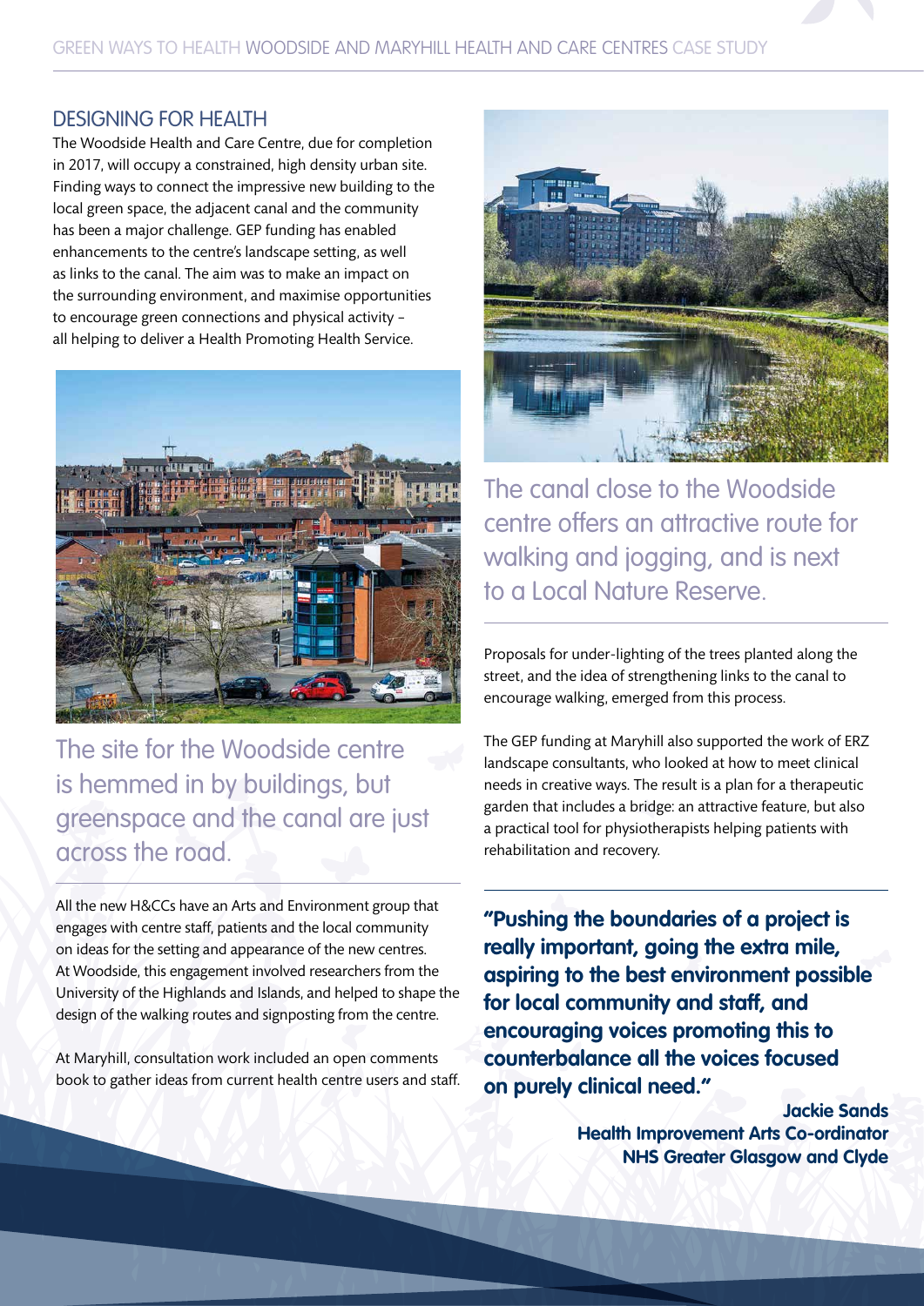## DESIGNING FOR HEALTH

The Woodside Health and Care Centre, due for completion in 2017, will occupy a constrained, high density urban site. Finding ways to connect the impressive new building to the local green space, the adjacent canal and the community has been a major challenge. GEP funding has enabled enhancements to the centre's landscape setting, as well as links to the canal. The aim was to make an impact on the surrounding environment, and maximise opportunities to encourage green connections and physical activity – all helping to deliver a Health Promoting Health Service.

The site for the Woodside centre is hemmed in by buildings, but greenspace and the canal are just across the road.

All the new H&CCs have an Arts and Environment group that engages with centre staff, patients and the local community on ideas for the setting and appearance of the new centres. At Woodside, this engagement involved researchers from the University of the Highlands and Islands, and helped to shape the design of the walking routes and signposting from the centre.

At Maryhill, consultation work included an open comments book to gather ideas from current health centre users and staff.

The canal close to the Woodside centre offers an attractive route for walking and jogging, and is next to a Local Nature Reserve.

Proposals for under-lighting of the trees planted along the street, and the idea of strengthening links to the canal to encourage walking, emerged from this process.

The GEP funding at Maryhill also supported the work of ERZ landscape consultants, who looked at how to meet clinical needs in creative ways. The result is a plan for a therapeutic garden that includes a bridge: an attractive feature, but also a practical tool for physiotherapists helping patients with rehabilitation and recovery.

**"Pushing the boundaries of a project is really important, going the extra mile, aspiring to the best environment possible for local community and staff, and encouraging voices promoting this to counterbalance all the voices focused on purely clinical need."**

**Jackie Sands**
**Health Improvement Arts Co-ordinator**
**NHS Greater Glasgow and Clyde**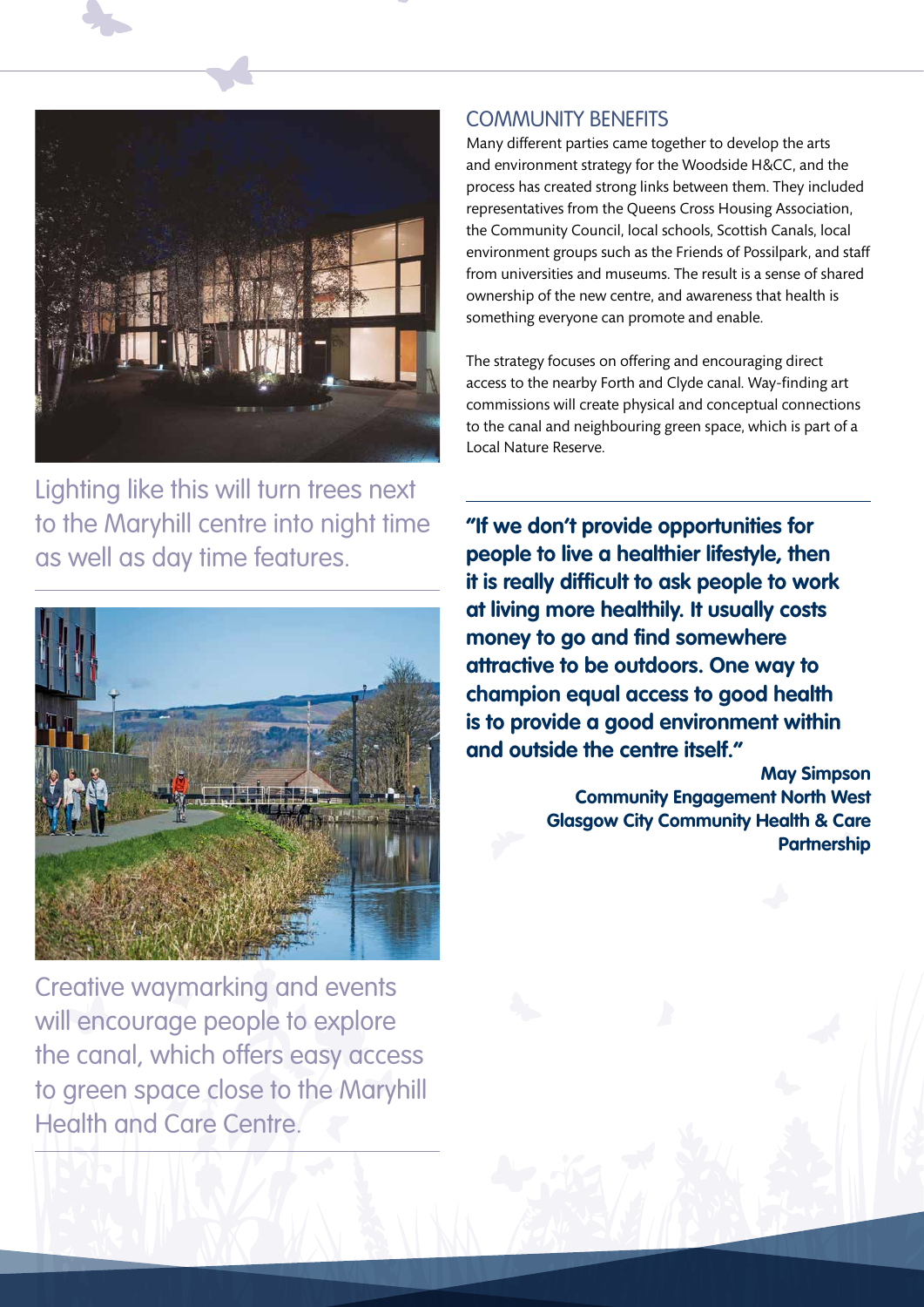Lighting like this will turn trees next to the Maryhill centre into night time as well as day time features.

Creative waymarking and events will encourage people to explore the canal, which offers easy access to green space close to the Maryhill Health and Care Centre.

## COMMUNITY BENEFITS

Many different parties came together to develop the arts and environment strategy for the Woodside H&CC, and the process has created strong links between them. They included representatives from the Queens Cross Housing Association, the Community Council, local schools, Scottish Canals, local environment groups such as the Friends of Possilpark, and staff from universities and museums. The result is a sense of shared ownership of the new centre, and awareness that health is something everyone can promote and enable.

The strategy focuses on offering and encouraging direct access to the nearby Forth and Clyde canal. Way-finding art commissions will create physical and conceptual connections to the canal and neighbouring green space, which is part of a Local Nature Reserve.

**"If we don't provide opportunities for people to live a healthier lifestyle, then it is really difficult to ask people to work at living more healthily. It usually costs money to go and find somewhere attractive to be outdoors. One way to champion equal access to good health is to provide a good environment within and outside the centre itself."**

**May Simpson**
**Community Engagement North West**
**Glasgow City Community Health & Care Partnership**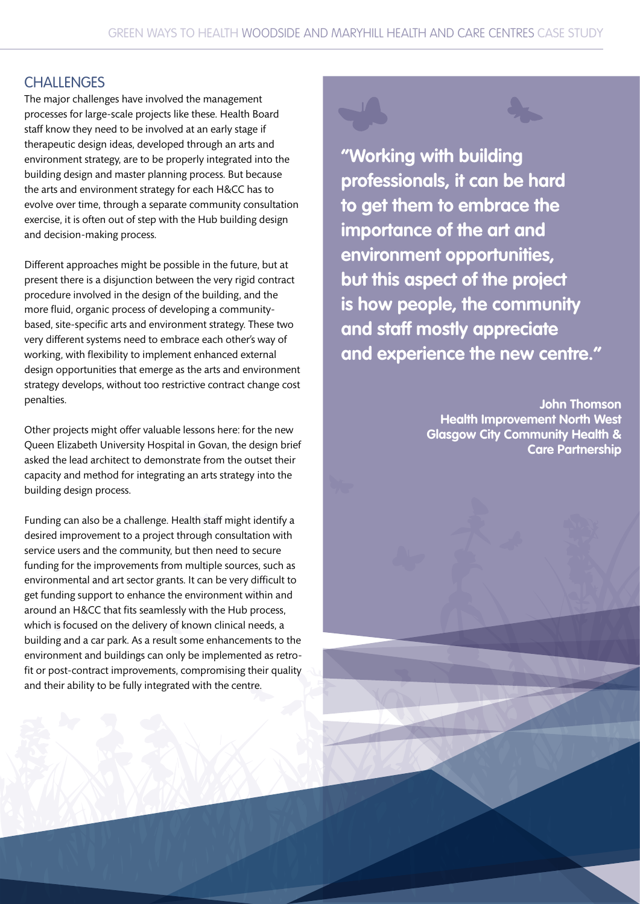## CHALLENGES

The major challenges have involved the management processes for large-scale projects like these. Health Board staff know they need to be involved at an early stage if therapeutic design ideas, developed through an arts and environment strategy, are to be properly integrated into the building design and master planning process. But because the arts and environment strategy for each H&CC has to evolve over time, through a separate community consultation exercise, it is often out of step with the Hub building design and decision-making process.

Different approaches might be possible in the future, but at present there is a disjunction between the very rigid contract procedure involved in the design of the building, and the more fluid, organic process of developing a community-based, site-specific arts and environment strategy. These two very different systems need to embrace each other's way of working, with flexibility to implement enhanced external design opportunities that emerge as the arts and environment strategy develops, without too restrictive contract change cost penalties.

Other projects might offer valuable lessons here: for the new Queen Elizabeth University Hospital in Govan, the design brief asked the lead architect to demonstrate from the outset their capacity and method for integrating an arts strategy into the building design process.

Funding can also be a challenge. Health staff might identify a desired improvement to a project through consultation with service users and the community, but then need to secure funding for the improvements from multiple sources, such as environmental and art sector grants. It can be very difficult to get funding support to enhance the environment within and around an H&CC that fits seamlessly with the Hub process, which is focused on the delivery of known clinical needs, a building and a car park. As a result some enhancements to the environment and buildings can only be implemented as retro-fit or post-contract improvements, compromising their quality and their ability to be fully integrated with the centre.

> **"Working with building professionals, it can be hard to get them to embrace the importance of the art and environment opportunities, but this aspect of the project is how people, the community and staff mostly appreciate and experience the new centre."**
>
> **John Thomson**
> **Health Improvement North West**
> **Glasgow City Community Health & Care Partnership**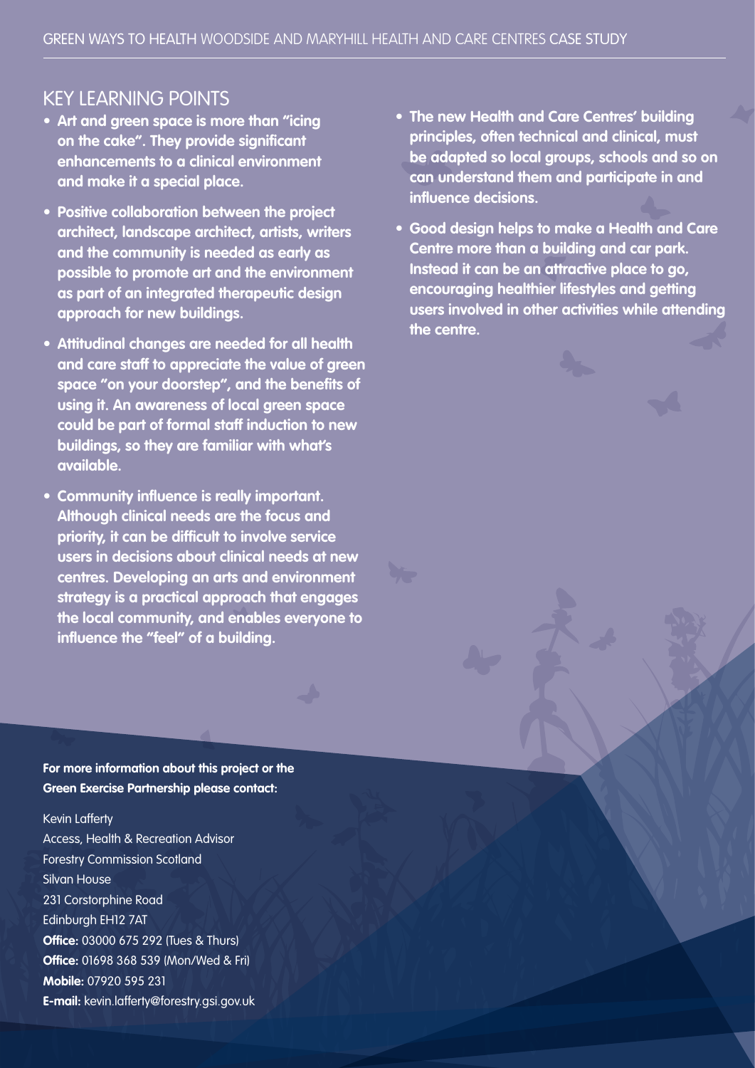## KEY LEARNING POINTS

- **Art and green space is more than "icing on the cake". They provide significant enhancements to a clinical environment and make it a special place.**
- **Positive collaboration between the project architect, landscape architect, artists, writers and the community is needed as early as possible to promote art and the environment as part of an integrated therapeutic design approach for new buildings.**
- **Attitudinal changes are needed for all health and care staff to appreciate the value of green space "on your doorstep", and the benefits of using it. An awareness of local green space could be part of formal staff induction to new buildings, so they are familiar with what's available.**
- **Community influence is really important. Although clinical needs are the focus and priority, it can be difficult to involve service users in decisions about clinical needs at new centres. Developing an arts and environment strategy is a practical approach that engages the local community, and enables everyone to influence the "feel" of a building.**
- **The new Health and Care Centres' building principles, often technical and clinical, must be adapted so local groups, schools and so on can understand them and participate in and influence decisions.**
- **Good design helps to make a Health and Care Centre more than a building and car park. Instead it can be an attractive place to go, encouraging healthier lifestyles and getting users involved in other activities while attending the centre.**

**For more information about this project or the Green Exercise Partnership please contact:**

Kevin Lafferty
Access, Health & Recreation Advisor
Forestry Commission Scotland
Silvan House
231 Corstorphine Road
Edinburgh EH12 7AT
**Office:** 03000 675 292 (Tues & Thurs)
**Office:** 01698 368 539 (Mon/Wed & Fri)
**Mobile:** 07920 595 231
**E-mail:** kevin.lafferty@forestry.gsi.gov.uk